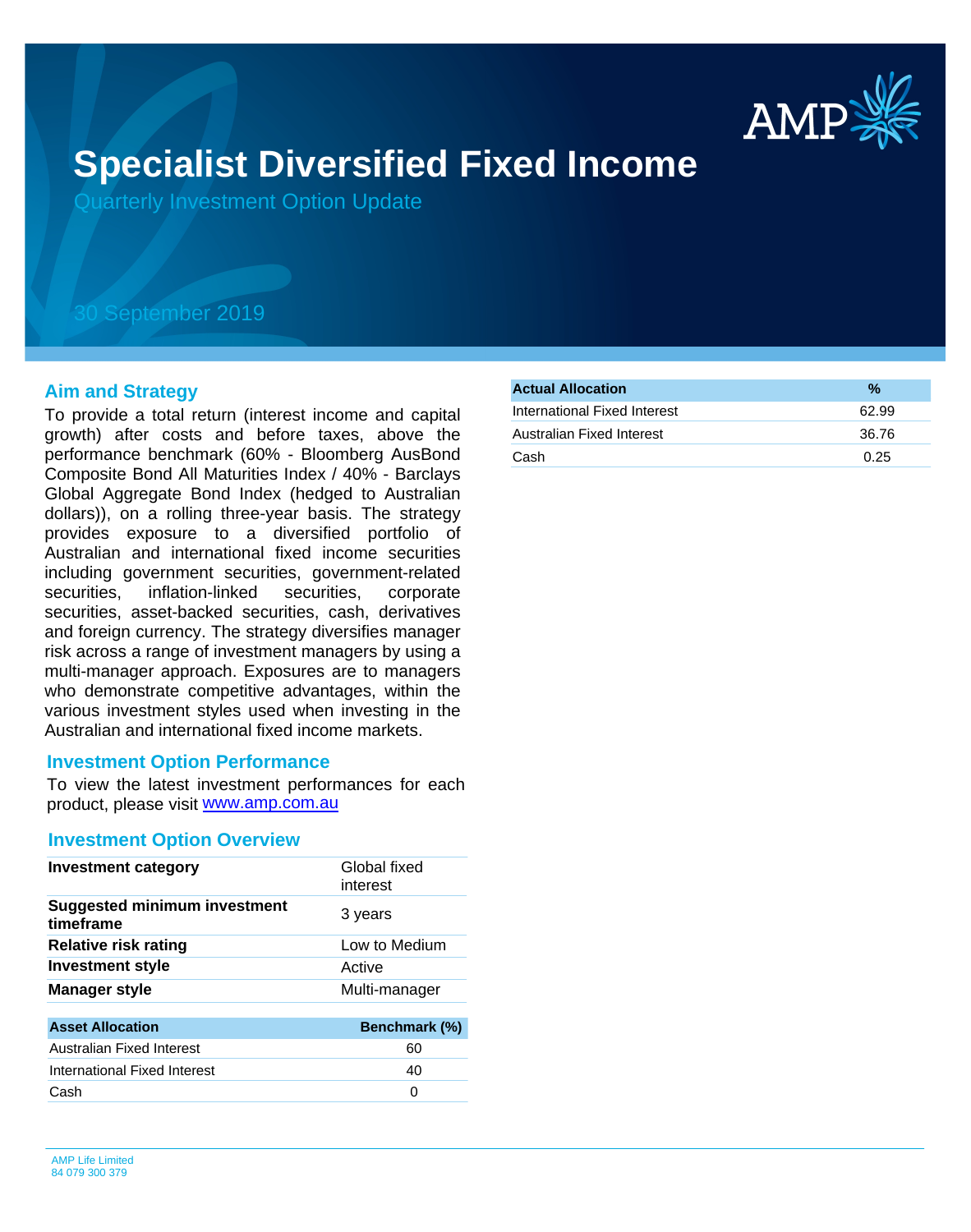# Specialist Diversified Fixed Income

Quarterly Investment Option Update

30 September 2019

## Aim and Strategy

To provide a total return (interest income and capital growth) after costs and before taxes, above the performance benchmark (60% - Bloomberg AusBond Composite Bond All Maturities Index / 40% - Barclays Global Aggregate Bond Index (hedged to Australian dollars)), on a rolling three-year basis. The strategy provides exposure to a diversified portfolio of Australian and international fixed income securities including government securities, government-related securities, inflation-linked securities, corporate securities, asset-backed securities, cash, derivatives and foreign currency. The strategy diversifies manager risk across a range of investment managers by using a multi-manager approach. Exposures are to managers who demonstrate competitive advantages, within the various investment styles used when investing in the Australian and international fixed income markets.

## Investment Option Performance

To view the latest investment performances for each product, please visit www.amp.com.au

## Investment Option Overview

| | |
|---|---|
| **Investment category** | Global fixed interest |
| **Suggested minimum investment timeframe** | 3 years |
| **Relative risk rating** | Low to Medium |
| **Investment style** | Active |
| **Manager style** | Multi-manager |

| Asset Allocation | Benchmark (%) |
|---|---|
| Australian Fixed Interest | 60 |
| International Fixed Interest | 40 |
| Cash | 0 |

| Actual Allocation | % |
|---|---|
| International Fixed Interest | 62.99 |
| Australian Fixed Interest | 36.76 |
| Cash | 0.25 |

AMP Life Limited
84 079 300 379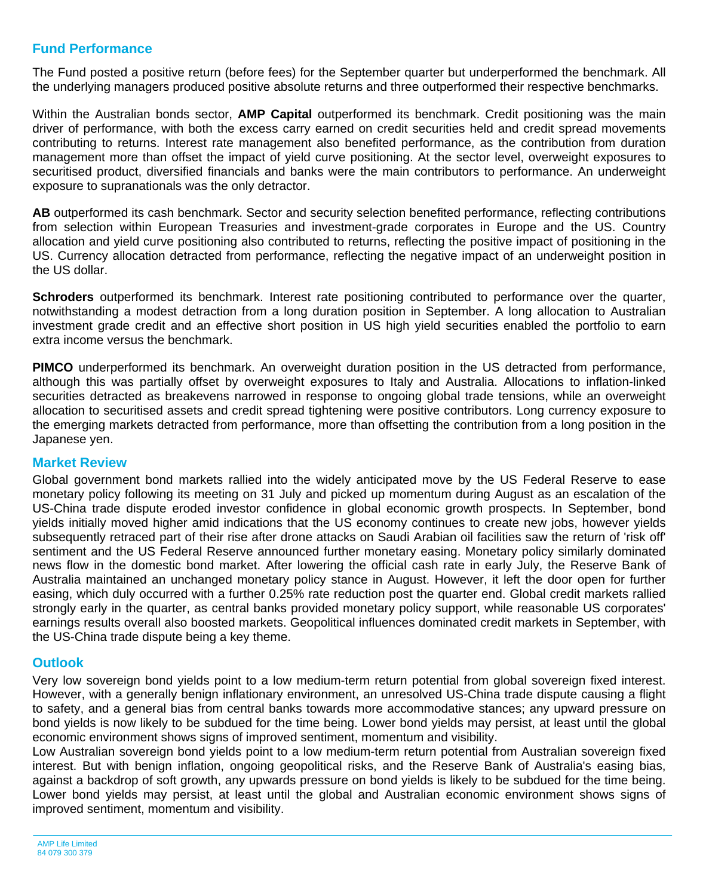## Fund Performance

The Fund posted a positive return (before fees) for the September quarter but underperformed the benchmark. All the underlying managers produced positive absolute returns and three outperformed their respective benchmarks.

Within the Australian bonds sector, **AMP Capital** outperformed its benchmark. Credit positioning was the main driver of performance, with both the excess carry earned on credit securities held and credit spread movements contributing to returns. Interest rate management also benefited performance, as the contribution from duration management more than offset the impact of yield curve positioning. At the sector level, overweight exposures to securitised product, diversified financials and banks were the main contributors to performance. An underweight exposure to supranationals was the only detractor.

**AB** outperformed its cash benchmark. Sector and security selection benefited performance, reflecting contributions from selection within European Treasuries and investment-grade corporates in Europe and the US. Country allocation and yield curve positioning also contributed to returns, reflecting the positive impact of positioning in the US. Currency allocation detracted from performance, reflecting the negative impact of an underweight position in the US dollar.

**Schroders** outperformed its benchmark. Interest rate positioning contributed to performance over the quarter, notwithstanding a modest detraction from a long duration position in September. A long allocation to Australian investment grade credit and an effective short position in US high yield securities enabled the portfolio to earn extra income versus the benchmark.

**PIMCO** underperformed its benchmark. An overweight duration position in the US detracted from performance, although this was partially offset by overweight exposures to Italy and Australia. Allocations to inflation-linked securities detracted as breakevens narrowed in response to ongoing global trade tensions, while an overweight allocation to securitised assets and credit spread tightening were positive contributors. Long currency exposure to the emerging markets detracted from performance, more than offsetting the contribution from a long position in the Japanese yen.

## Market Review

Global government bond markets rallied into the widely anticipated move by the US Federal Reserve to ease monetary policy following its meeting on 31 July and picked up momentum during August as an escalation of the US-China trade dispute eroded investor confidence in global economic growth prospects. In September, bond yields initially moved higher amid indications that the US economy continues to create new jobs, however yields subsequently retraced part of their rise after drone attacks on Saudi Arabian oil facilities saw the return of 'risk off' sentiment and the US Federal Reserve announced further monetary easing. Monetary policy similarly dominated news flow in the domestic bond market. After lowering the official cash rate in early July, the Reserve Bank of Australia maintained an unchanged monetary policy stance in August. However, it left the door open for further easing, which duly occurred with a further 0.25% rate reduction post the quarter end. Global credit markets rallied strongly early in the quarter, as central banks provided monetary policy support, while reasonable US corporates' earnings results overall also boosted markets. Geopolitical influences dominated credit markets in September, with the US-China trade dispute being a key theme.

## Outlook

Very low sovereign bond yields point to a low medium-term return potential from global sovereign fixed interest. However, with a generally benign inflationary environment, an unresolved US-China trade dispute causing a flight to safety, and a general bias from central banks towards more accommodative stances; any upward pressure on bond yields is now likely to be subdued for the time being. Lower bond yields may persist, at least until the global economic environment shows signs of improved sentiment, momentum and visibility.

Low Australian sovereign bond yields point to a low medium-term return potential from Australian sovereign fixed interest. But with benign inflation, ongoing geopolitical risks, and the Reserve Bank of Australia's easing bias, against a backdrop of soft growth, any upwards pressure on bond yields is likely to be subdued for the time being. Lower bond yields may persist, at least until the global and Australian economic environment shows signs of improved sentiment, momentum and visibility.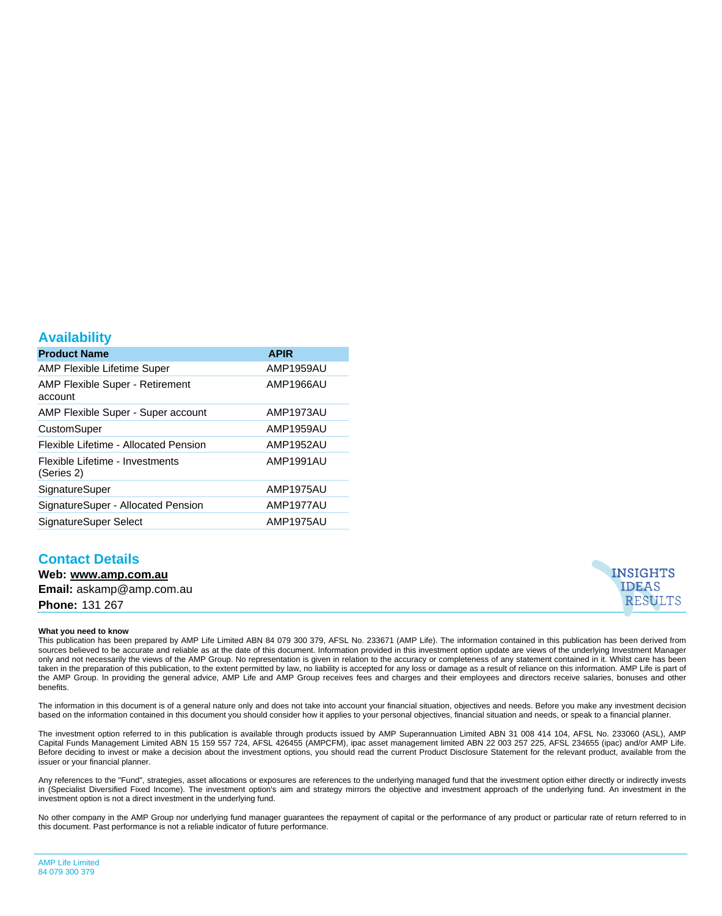## Availability

| Product Name | APIR |
|---|---|
| AMP Flexible Lifetime Super | AMP1959AU |
| AMP Flexible Super - Retirement account | AMP1966AU |
| AMP Flexible Super - Super account | AMP1973AU |
| CustomSuper | AMP1959AU |
| Flexible Lifetime - Allocated Pension | AMP1952AU |
| Flexible Lifetime - Investments (Series 2) | AMP1991AU |
| SignatureSuper | AMP1975AU |
| SignatureSuper - Allocated Pension | AMP1977AU |
| SignatureSuper Select | AMP1975AU |

## Contact Details

**Web:** **www.amp.com.au**
**Email:** askamp@amp.com.au
**Phone:** 131 267

INSIGHTS
IDEAS
RESULTS

**What you need to know**

This publication has been prepared by AMP Life Limited ABN 84 079 300 379, AFSL No. 233671 (AMP Life). The information contained in this publication has been derived from sources believed to be accurate and reliable as at the date of this document. Information provided in this investment option update are views of the underlying Investment Manager only and not necessarily the views of the AMP Group. No representation is given in relation to the accuracy or completeness of any statement contained in it. Whilst care has been taken in the preparation of this publication, to the extent permitted by law, no liability is accepted for any loss or damage as a result of reliance on this information. AMP Life is part of the AMP Group. In providing the general advice, AMP Life and AMP Group receives fees and charges and their employees and directors receive salaries, bonuses and other benefits.

The information in this document is of a general nature only and does not take into account your financial situation, objectives and needs. Before you make any investment decision based on the information contained in this document you should consider how it applies to your personal objectives, financial situation and needs, or speak to a financial planner.

The investment option referred to in this publication is available through products issued by AMP Superannuation Limited ABN 31 008 414 104, AFSL No. 233060 (ASL), AMP Capital Funds Management Limited ABN 15 159 557 724, AFSL 426455 (AMPCFM), ipac asset management limited ABN 22 003 257 225, AFSL 234655 (ipac) and/or AMP Life. Before deciding to invest or make a decision about the investment options, you should read the current Product Disclosure Statement for the relevant product, available from the issuer or your financial planner.

Any references to the "Fund", strategies, asset allocations or exposures are references to the underlying managed fund that the investment option either directly or indirectly invests in (Specialist Diversified Fixed Income). The investment option's aim and strategy mirrors the objective and investment approach of the underlying fund. An investment in the investment option is not a direct investment in the underlying fund.

No other company in the AMP Group nor underlying fund manager guarantees the repayment of capital or the performance of any product or particular rate of return referred to in this document. Past performance is not a reliable indicator of future performance.

AMP Life Limited
84 079 300 379